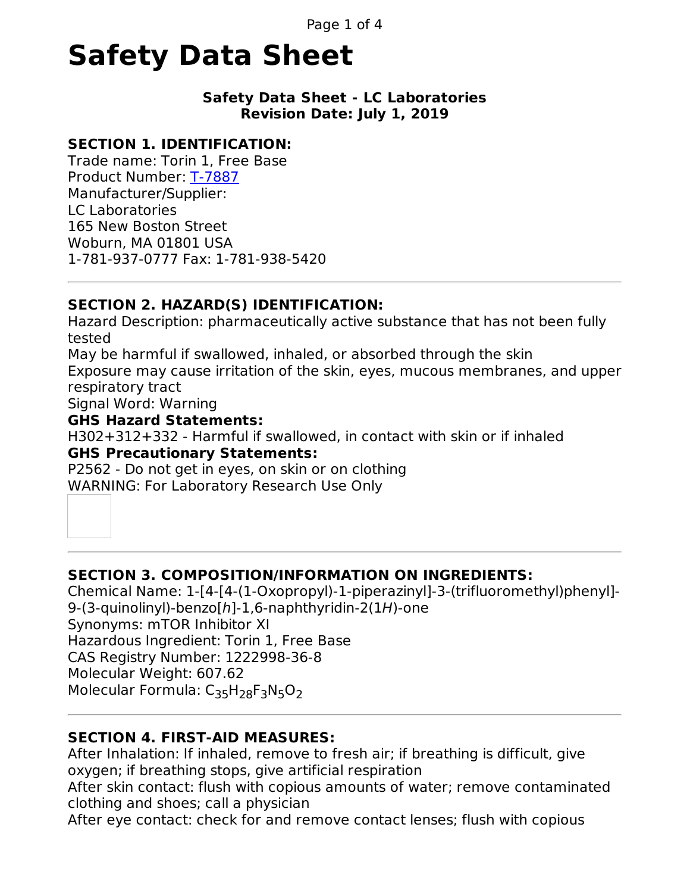# Safety Data Sheet

**Safety Data Sheet - LC Laboratories**
**Revision Date: July 1, 2019**

### SECTION 1. IDENTIFICATION:

Trade name: Torin 1, Free Base
Product Number: T-7887
Manufacturer/Supplier:
LC Laboratories
165 New Boston Street
Woburn, MA 01801 USA
1-781-937-0777 Fax: 1-781-938-5420

---

### SECTION 2. HAZARD(S) IDENTIFICATION:

Hazard Description: pharmaceutically active substance that has not been fully tested
May be harmful if swallowed, inhaled, or absorbed through the skin
Exposure may cause irritation of the skin, eyes, mucous membranes, and upper respiratory tract
Signal Word: Warning

**GHS Hazard Statements:**

H302+312+332 - Harmful if swallowed, in contact with skin or if inhaled

**GHS Precautionary Statements:**

P2562 - Do not get in eyes, on skin or on clothing
WARNING: For Laboratory Research Use Only

---

### SECTION 3. COMPOSITION/INFORMATION ON INGREDIENTS:

Chemical Name: 1-[4-[4-(1-Oxopropyl)-1-piperazinyl]-3-(trifluoromethyl)phenyl]-9-(3-quinolinyl)-benzo[*h*]-1,6-naphthyridin-2(1*H*)-one
Synonyms: mTOR Inhibitor XI
Hazardous Ingredient: Torin 1, Free Base
CAS Registry Number: 1222998-36-8
Molecular Weight: 607.62
Molecular Formula: $C_{35}H_{28}F_3N_5O_2$

---

### SECTION 4. FIRST-AID MEASURES:

After Inhalation: If inhaled, remove to fresh air; if breathing is difficult, give oxygen; if breathing stops, give artificial respiration
After skin contact: flush with copious amounts of water; remove contaminated clothing and shoes; call a physician
After eye contact: check for and remove contact lenses; flush with copious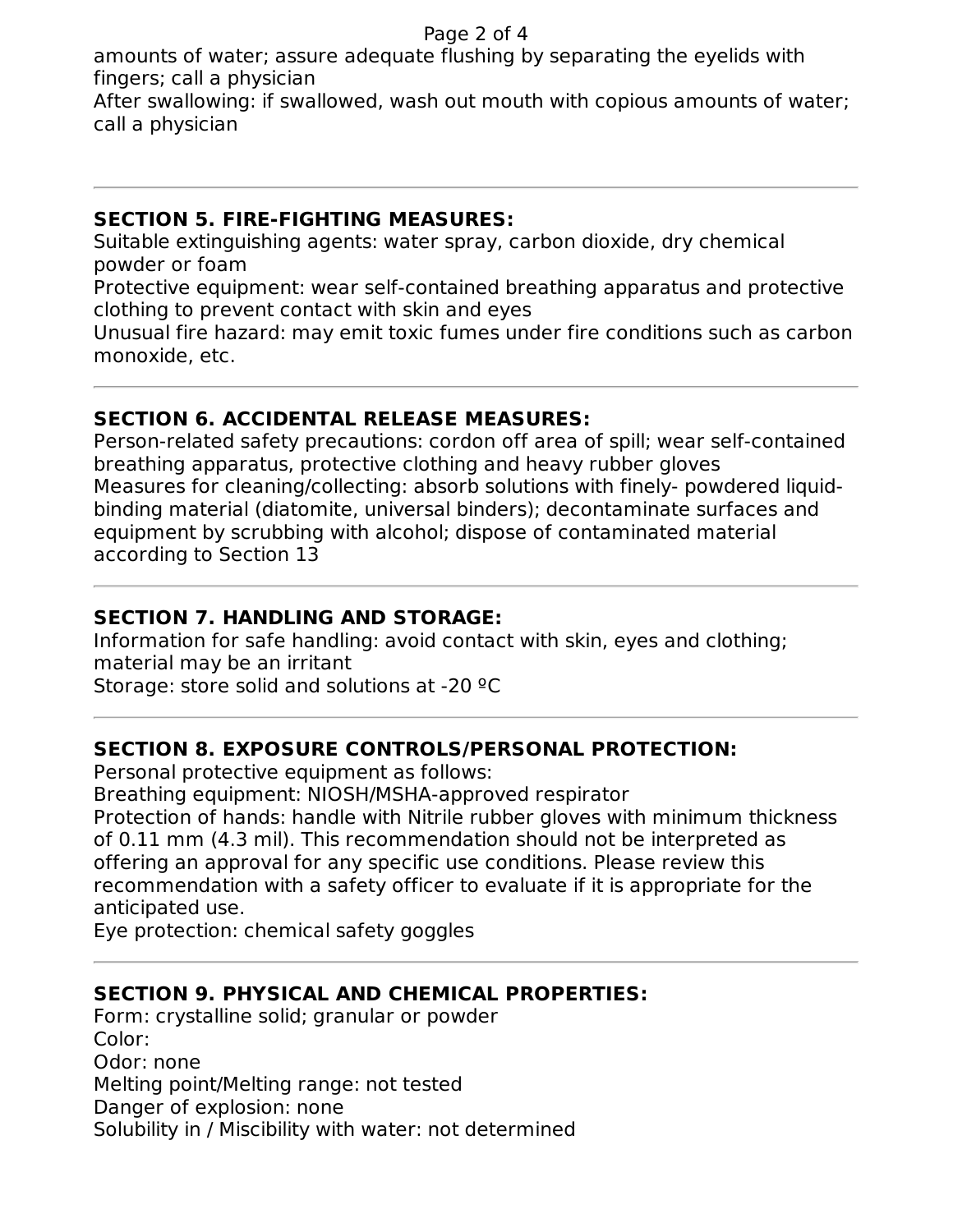amounts of water; assure adequate flushing by separating the eyelids with fingers; call a physician
After swallowing: if swallowed, wash out mouth with copious amounts of water; call a physician

---

**SECTION 5. FIRE-FIGHTING MEASURES:**
Suitable extinguishing agents: water spray, carbon dioxide, dry chemical powder or foam
Protective equipment: wear self-contained breathing apparatus and protective clothing to prevent contact with skin and eyes
Unusual fire hazard: may emit toxic fumes under fire conditions such as carbon monoxide, etc.

---

**SECTION 6. ACCIDENTAL RELEASE MEASURES:**
Person-related safety precautions: cordon off area of spill; wear self-contained breathing apparatus, protective clothing and heavy rubber gloves
Measures for cleaning/collecting: absorb solutions with finely- powdered liquid-binding material (diatomite, universal binders); decontaminate surfaces and equipment by scrubbing with alcohol; dispose of contaminated material according to Section 13

---

**SECTION 7. HANDLING AND STORAGE:**
Information for safe handling: avoid contact with skin, eyes and clothing; material may be an irritant
Storage: store solid and solutions at -20 ºC

---

**SECTION 8. EXPOSURE CONTROLS/PERSONAL PROTECTION:**
Personal protective equipment as follows:
Breathing equipment: NIOSH/MSHA-approved respirator
Protection of hands: handle with Nitrile rubber gloves with minimum thickness of 0.11 mm (4.3 mil). This recommendation should not be interpreted as offering an approval for any specific use conditions. Please review this recommendation with a safety officer to evaluate if it is appropriate for the anticipated use.
Eye protection: chemical safety goggles

---

**SECTION 9. PHYSICAL AND CHEMICAL PROPERTIES:**
Form: crystalline solid; granular or powder
Color:
Odor: none
Melting point/Melting range: not tested
Danger of explosion: none
Solubility in / Miscibility with water: not determined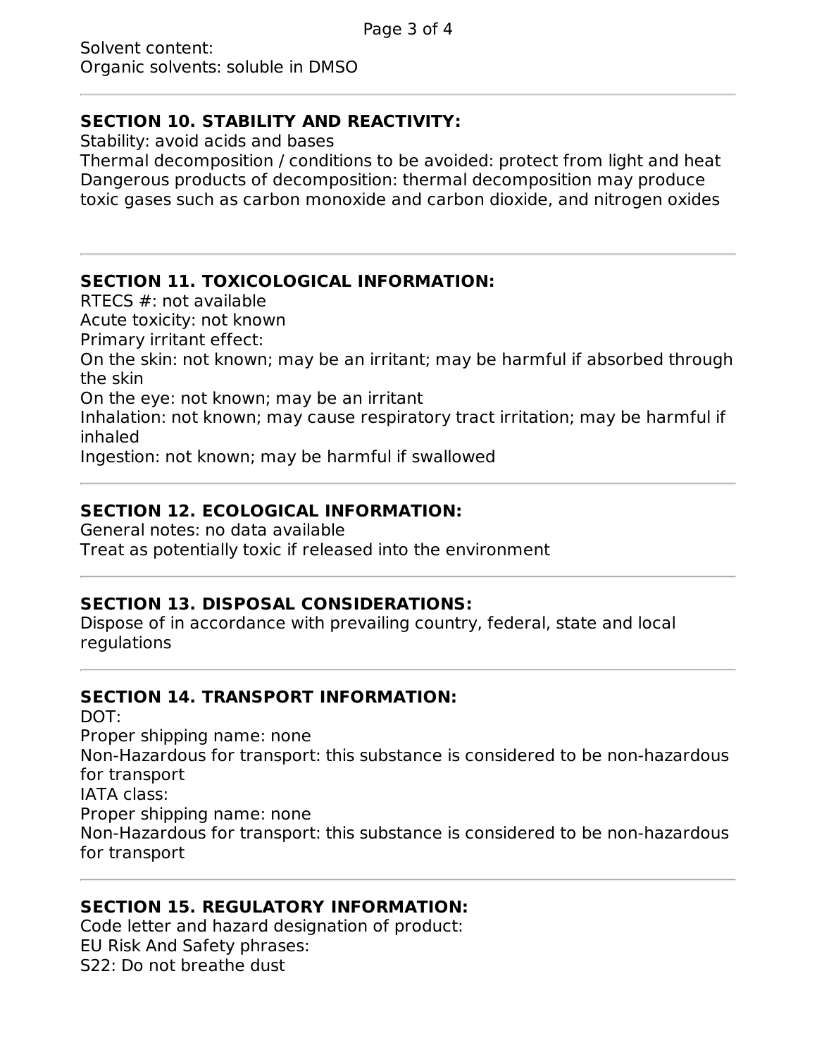Solvent content:
Organic solvents: soluble in DMSO

---

## SECTION 10. STABILITY AND REACTIVITY:

Stability: avoid acids and bases
Thermal decomposition / conditions to be avoided: protect from light and heat
Dangerous products of decomposition: thermal decomposition may produce toxic gases such as carbon monoxide and carbon dioxide, and nitrogen oxides

---

## SECTION 11. TOXICOLOGICAL INFORMATION:

RTECS #: not available
Acute toxicity: not known
Primary irritant effect:
On the skin: not known; may be an irritant; may be harmful if absorbed through the skin
On the eye: not known; may be an irritant
Inhalation: not known; may cause respiratory tract irritation; may be harmful if inhaled
Ingestion: not known; may be harmful if swallowed

---

## SECTION 12. ECOLOGICAL INFORMATION:

General notes: no data available
Treat as potentially toxic if released into the environment

---

## SECTION 13. DISPOSAL CONSIDERATIONS:

Dispose of in accordance with prevailing country, federal, state and local regulations

---

## SECTION 14. TRANSPORT INFORMATION:

DOT:
Proper shipping name: none
Non-Hazardous for transport: this substance is considered to be non-hazardous for transport
IATA class:
Proper shipping name: none
Non-Hazardous for transport: this substance is considered to be non-hazardous for transport

---

## SECTION 15. REGULATORY INFORMATION:

Code letter and hazard designation of product:
EU Risk And Safety phrases:
S22: Do not breathe dust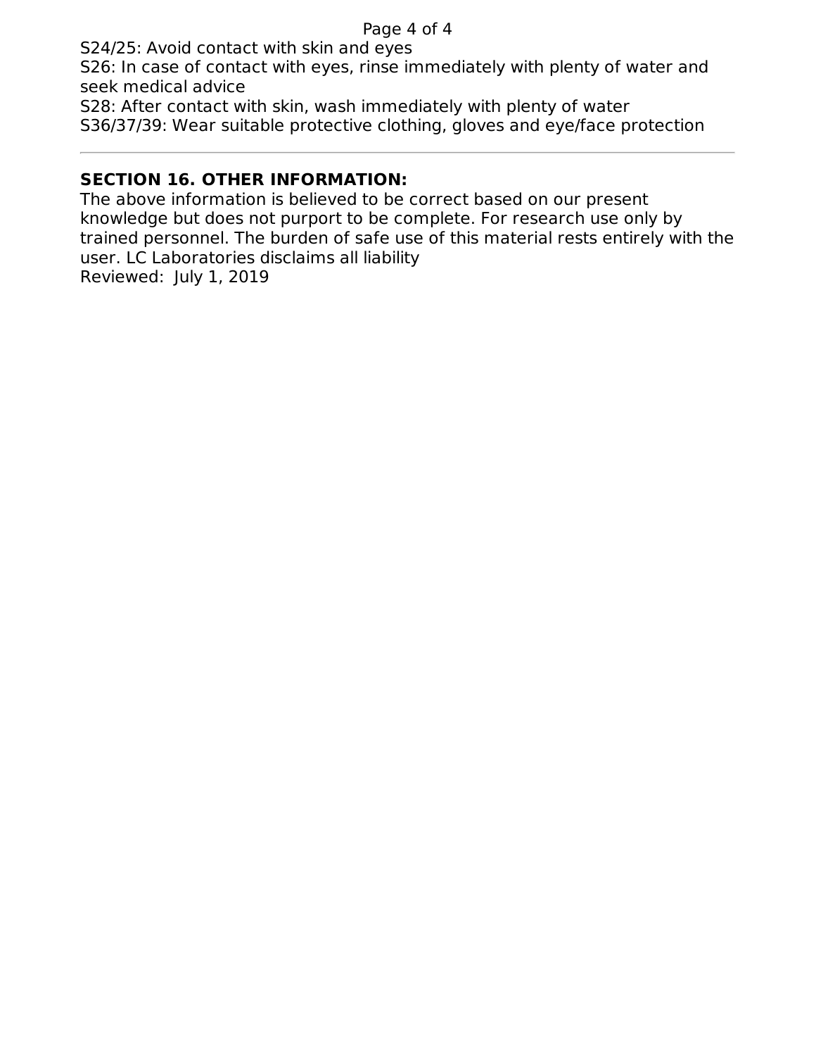S24/25: Avoid contact with skin and eyes
S26: In case of contact with eyes, rinse immediately with plenty of water and seek medical advice
S28: After contact with skin, wash immediately with plenty of water
S36/37/39: Wear suitable protective clothing, gloves and eye/face protection

---

## SECTION 16. OTHER INFORMATION:

The above information is believed to be correct based on our present knowledge but does not purport to be complete. For research use only by trained personnel. The burden of safe use of this material rests entirely with the user. LC Laboratories disclaims all liability
Reviewed: July 1, 2019